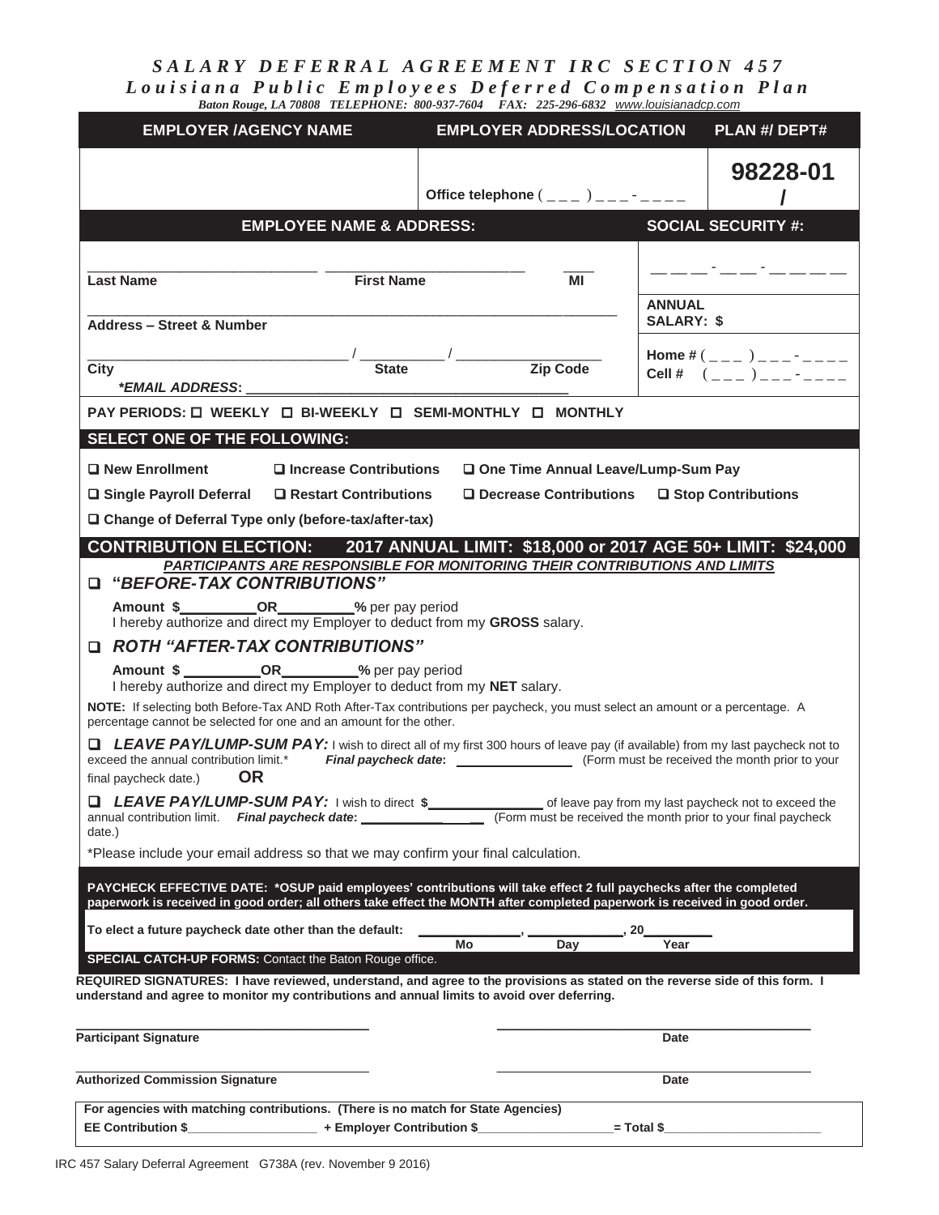# SALARY DEFERRAL AGREEMENT IRC SECTION 457

## Louisiana Public Employees Deferred Compensation Plan

*Baton Rouge, LA 70808 TELEPHONE: 800-937-7604 FAX: 225-296-6832 www.louisianadcp.com*

| EMPLOYER /AGENCY NAME | EMPLOYER ADDRESS/LOCATION | PLAN #/ DEPT# |
|---|---|---|
| | Office telephone ( _ _ _ ) _ _ _ - _ _ _ _ | **98228-01 /** |

| EMPLOYEE NAME & ADDRESS: | SOCIAL SECURITY #: |
|---|---|
| ______________ ______________ ____<br>**Last Name** **First Name** **MI** | ___ ___ ___ - ___ ___ - ___ ___ ___ ___ |
| ____________________________________<br>**Address – Street & Number** | **ANNUAL SALARY: $** |
| ______________ / ______ / __________<br>**City** **State** **Zip Code**<br>***EMAIL ADDRESS:** ______________________ | **Home #** ( _ _ _ ) _ _ _ - _ _ _ _<br>**Cell #** ( _ _ _ ) _ _ _ - _ _ _ _ |

**PAY PERIODS:** ☐ **WEEKLY** ☐ **BI-WEEKLY** ☐ **SEMI-MONTHLY** ☐ **MONTHLY**

### SELECT ONE OF THE FOLLOWING:

☐ **New Enrollment** ☐ **Increase Contributions** ☐ **One Time Annual Leave/Lump-Sum Pay**

☐ **Single Payroll Deferral** ☐ **Restart Contributions** ☐ **Decrease Contributions** ☐ **Stop Contributions**

☐ **Change of Deferral Type only (before-tax/after-tax)**

### CONTRIBUTION ELECTION: 2017 ANNUAL LIMIT: $18,000 or 2017 AGE 50+ LIMIT: $24,000

***PARTICIPANTS ARE RESPONSIBLE FOR MONITORING THEIR CONTRIBUTIONS AND LIMITS***

☐ ***"BEFORE-TAX CONTRIBUTIONS"***

**Amount $**__________**OR**__________**%** per pay period
I hereby authorize and direct my Employer to deduct from my **GROSS** salary.

☐ ***ROTH "AFTER-TAX CONTRIBUTIONS"***

**Amount $** __________**OR**__________**%** per pay period
I hereby authorize and direct my Employer to deduct from my **NET** salary.

**NOTE:** If selecting both Before-Tax AND Roth After-Tax contributions per paycheck, you must select an amount or a percentage. A percentage cannot be selected for one and an amount for the other.

☐ ***LEAVE PAY/LUMP-SUM PAY:*** I wish to direct all of my first 300 hours of leave pay (if available) from my last paycheck not to exceed the annual contribution limit.* ***Final paycheck date:*** ______________ (Form must be received the month prior to your final paycheck date.) **OR**

☐ ***LEAVE PAY/LUMP-SUM PAY:*** I wish to direct **$**______________ of leave pay from my last paycheck not to exceed the annual contribution limit. ***Final paycheck date:*** ______________ (Form must be received the month prior to your final paycheck date.)

*Please include your email address so that we may confirm your final calculation.

**PAYCHECK EFFECTIVE DATE: *OSUP paid employees' contributions will take effect 2 full paychecks after the completed paperwork is received in good order; all others take effect the MONTH after completed paperwork is received in good order.**

**To elect a future paycheck date other than the default:** __________, __________, 20________
**Mo** **Day** **Year**

**SPECIAL CATCH-UP FORMS:** Contact the Baton Rouge office.

**REQUIRED SIGNATURES: I have reviewed, understand, and agree to the provisions as stated on the reverse side of this form. I understand and agree to monitor my contributions and annual limits to avoid over deferring.**

______________________________ ______________________________
**Participant Signature** **Date**

______________________________ ______________________________
**Authorized Commission Signature** **Date**

**For agencies with matching contributions. (There is no match for State Agencies)**
**EE Contribution $**______________ **+ Employer Contribution $**______________**= Total $**______________

IRC 457 Salary Deferral Agreement G738A (rev. November 9 2016)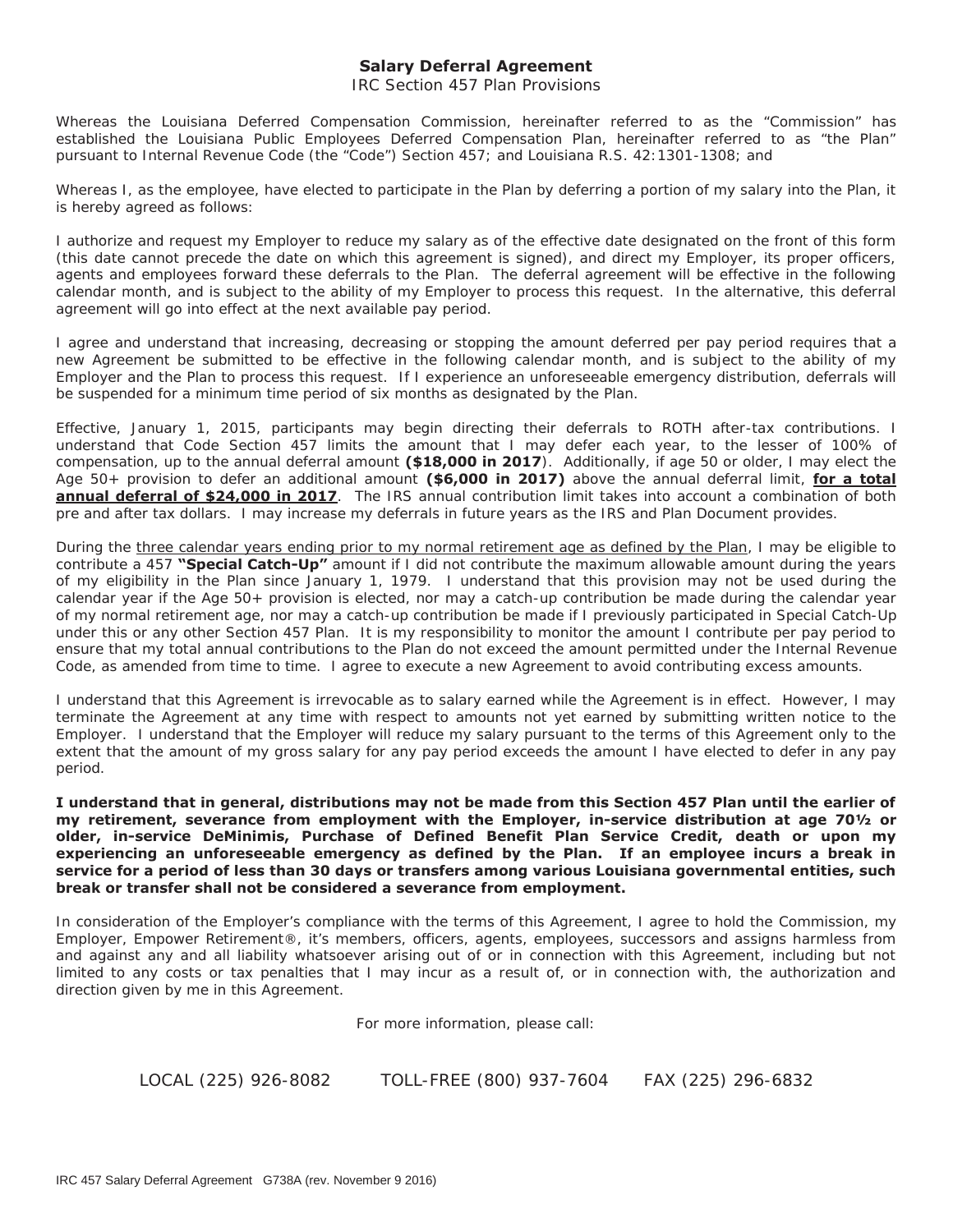# Salary Deferral Agreement

IRC Section 457 Plan Provisions

Whereas the Louisiana Deferred Compensation Commission, hereinafter referred to as the "Commission" has established the Louisiana Public Employees Deferred Compensation Plan, hereinafter referred to as "the Plan" pursuant to Internal Revenue Code (the "Code") Section 457; and Louisiana R.S. 42:1301-1308; and

Whereas I, as the employee, have elected to participate in the Plan by deferring a portion of my salary into the Plan, it is hereby agreed as follows:

I authorize and request my Employer to reduce my salary as of the effective date designated on the front of this form (this date cannot precede the date on which this agreement is signed), and direct my Employer, its proper officers, agents and employees forward these deferrals to the Plan. The deferral agreement will be effective in the following calendar month, and is subject to the ability of my Employer to process this request. In the alternative, this deferral agreement will go into effect at the next available pay period.

I agree and understand that increasing, decreasing or stopping the amount deferred per pay period requires that a new Agreement be submitted to be effective in the following calendar month, and is subject to the ability of my Employer and the Plan to process this request. If I experience an unforeseeable emergency distribution, deferrals will be suspended for a minimum time period of six months as designated by the Plan.

Effective, January 1, 2015, participants may begin directing their deferrals to ROTH after-tax contributions. I understand that Code Section 457 limits the amount that I may defer each year, to the lesser of 100% of compensation, up to the annual deferral amount **($18,000 in 2017**). Additionally, if age 50 or older, I may elect the Age 50+ provision to defer an additional amount **($6,000 in 2017)** above the annual deferral limit, **<u>for a total annual deferral of $24,000 in 2017</u>**. The IRS annual contribution limit takes into account a combination of both pre and after tax dollars. I may increase my deferrals in future years as the IRS and Plan Document provides.

During the <u>three calendar years ending prior to my normal retirement age as defined by the Plan</u>, I may be eligible to contribute a 457 **"Special Catch-Up"** amount if I did not contribute the maximum allowable amount during the years of my eligibility in the Plan since January 1, 1979. I understand that this provision may not be used during the calendar year if the Age 50+ provision is elected, nor may a catch-up contribution be made during the calendar year of my normal retirement age, nor may a catch-up contribution be made if I previously participated in Special Catch-Up under this or any other Section 457 Plan. It is my responsibility to monitor the amount I contribute per pay period to ensure that my total annual contributions to the Plan do not exceed the amount permitted under the Internal Revenue Code, as amended from time to time. I agree to execute a new Agreement to avoid contributing excess amounts.

I understand that this Agreement is irrevocable as to salary earned while the Agreement is in effect. However, I may terminate the Agreement at any time with respect to amounts not yet earned by submitting written notice to the Employer. I understand that the Employer will reduce my salary pursuant to the terms of this Agreement only to the extent that the amount of my gross salary for any pay period exceeds the amount I have elected to defer in any pay period.

**I understand that in general, distributions may not be made from this Section 457 Plan until the earlier of my retirement, severance from employment with the Employer, in-service distribution at age 70½ or older, in-service DeMinimis, Purchase of Defined Benefit Plan Service Credit, death or upon my experiencing an unforeseeable emergency as defined by the Plan. If an employee incurs a break in service for a period of less than 30 days or transfers among various Louisiana governmental entities, such break or transfer shall not be considered a severance from employment.**

In consideration of the Employer's compliance with the terms of this Agreement, I agree to hold the Commission, my Employer, Empower Retirement®, it's members, officers, agents, employees, successors and assigns harmless from and against any and all liability whatsoever arising out of or in connection with this Agreement, including but not limited to any costs or tax penalties that I may incur as a result of, or in connection with, the authorization and direction given by me in this Agreement.

For more information, please call:

LOCAL (225) 926-8082 TOLL-FREE (800) 937-7604 FAX (225) 296-6832

IRC 457 Salary Deferral Agreement G738A (rev. November 9 2016)